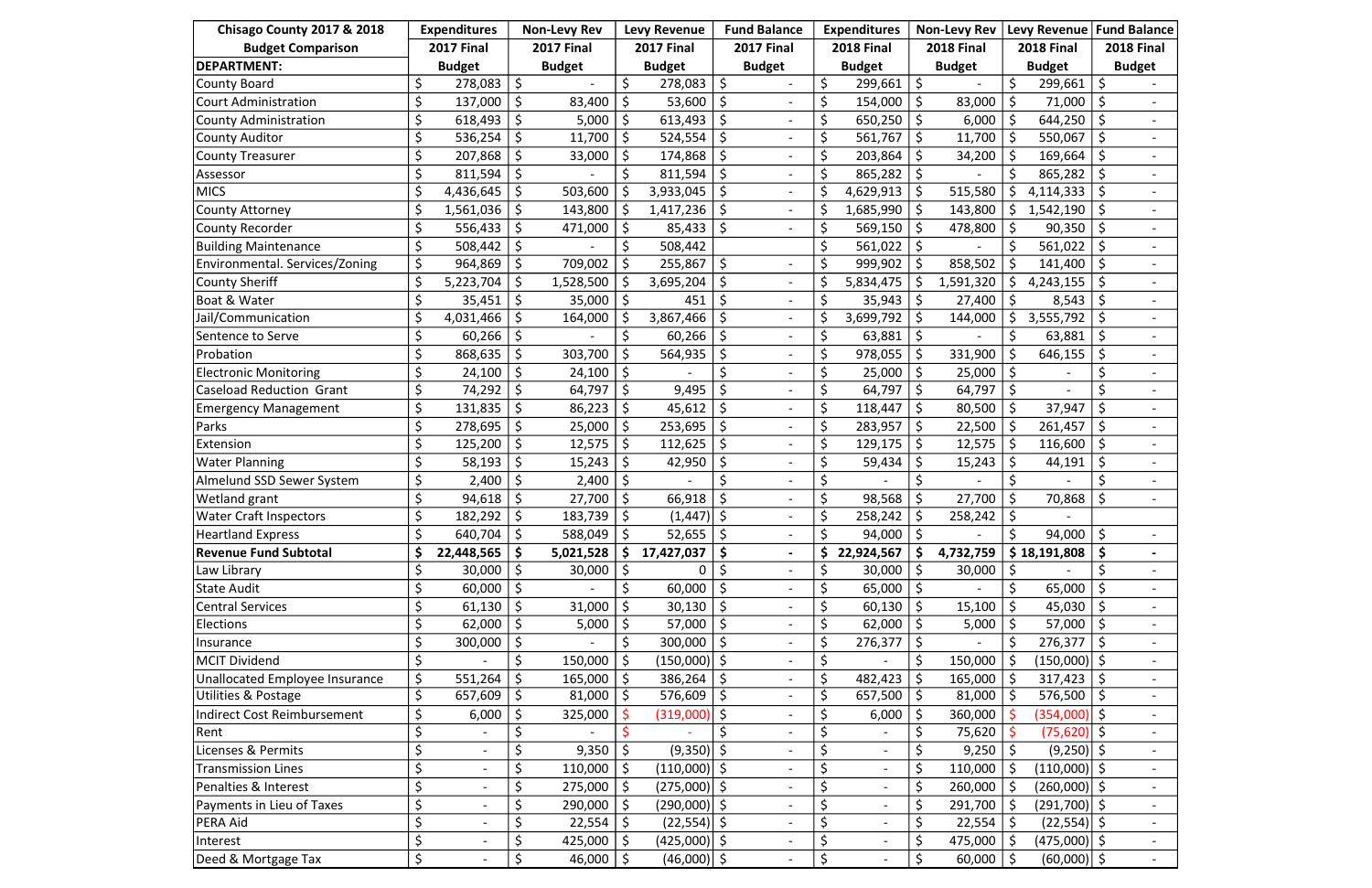| Chisago County 2017 & 2018 Budget Comparison | Expenditures | Non-Levy Rev | Levy Revenue | Fund Balance | Expenditures | Non-Levy Rev | Levy Revenue | Fund Balance |
|---|---|---|---|---|---|---|---|---|
| | 2017 Final | 2017 Final | 2017 Final | 2017 Final | 2018 Final | 2018 Final | 2018 Final | 2018 Final |
| **DEPARTMENT:** | Budget | Budget | Budget | Budget | Budget | Budget | Budget | Budget |
| County Board | $ 278,083 | $ - | $ 278,083 | $ - | $ 299,661 | $ - | $ 299,661 | $ - |
| Court Administration | $ 137,000 | $ 83,400 | $ 53,600 | $ - | $ 154,000 | $ 83,000 | $ 71,000 | $ - |
| County Administration | $ 618,493 | $ 5,000 | $ 613,493 | $ - | $ 650,250 | $ 6,000 | $ 644,250 | $ - |
| County Auditor | $ 536,254 | $ 11,700 | $ 524,554 | $ - | $ 561,767 | $ 11,700 | $ 550,067 | $ - |
| County Treasurer | $ 207,868 | $ 33,000 | $ 174,868 | $ - | $ 203,864 | $ 34,200 | $ 169,664 | $ - |
| Assessor | $ 811,594 | $ - | $ 811,594 | $ - | $ 865,282 | $ - | $ 865,282 | $ - |
| MICS | $ 4,436,645 | $ 503,600 | $ 3,933,045 | $ - | $ 4,629,913 | $ 515,580 | $ 4,114,333 | $ - |
| County Attorney | $ 1,561,036 | $ 143,800 | $ 1,417,236 | $ - | $ 1,685,990 | $ 143,800 | $ 1,542,190 | $ - |
| County Recorder | $ 556,433 | $ 471,000 | $ 85,433 | $ - | $ 569,150 | $ 478,800 | $ 90,350 | $ - |
| Building Maintenance | $ 508,442 | $ - | $ 508,442 | | $ 561,022 | $ - | $ 561,022 | $ - |
| Environmental. Services/Zoning | $ 964,869 | $ 709,002 | $ 255,867 | $ - | $ 999,902 | $ 858,502 | $ 141,400 | $ - |
| County Sheriff | $ 5,223,704 | $ 1,528,500 | $ 3,695,204 | $ - | $ 5,834,475 | $ 1,591,320 | $ 4,243,155 | $ - |
| Boat & Water | $ 35,451 | $ 35,000 | $ 451 | $ - | $ 35,943 | $ 27,400 | $ 8,543 | $ - |
| Jail/Communication | $ 4,031,466 | $ 164,000 | $ 3,867,466 | $ - | $ 3,699,792 | $ 144,000 | $ 3,555,792 | $ - |
| Sentence to Serve | $ 60,266 | $ - | $ 60,266 | $ - | $ 63,881 | $ - | $ 63,881 | $ - |
| Probation | $ 868,635 | $ 303,700 | $ 564,935 | $ - | $ 978,055 | $ 331,900 | $ 646,155 | $ - |
| Electronic Monitoring | $ 24,100 | $ 24,100 | $ - | $ - | $ 25,000 | $ 25,000 | $ - | $ - |
| Caseload Reduction Grant | $ 74,292 | $ 64,797 | $ 9,495 | $ - | $ 64,797 | $ 64,797 | $ - | $ - |
| Emergency Management | $ 131,835 | $ 86,223 | $ 45,612 | $ - | $ 118,447 | $ 80,500 | $ 37,947 | $ - |
| Parks | $ 278,695 | $ 25,000 | $ 253,695 | $ - | $ 283,957 | $ 22,500 | $ 261,457 | $ - |
| Extension | $ 125,200 | $ 12,575 | $ 112,625 | $ - | $ 129,175 | $ 12,575 | $ 116,600 | $ - |
| Water Planning | $ 58,193 | $ 15,243 | $ 42,950 | $ - | $ 59,434 | $ 15,243 | $ 44,191 | $ - |
| Almelund SSD Sewer System | $ 2,400 | $ 2,400 | $ - | $ - | $ - | $ - | $ - | $ - |
| Wetland grant | $ 94,618 | $ 27,700 | $ 66,918 | $ - | $ 98,568 | $ 27,700 | $ 70,868 | $ - |
| Water Craft Inspectors | $ 182,292 | $ 183,739 | $ (1,447) | $ - | $ 258,242 | $ 258,242 | $ - | |
| Heartland Express | $ 640,704 | $ 588,049 | $ 52,655 | $ - | $ 94,000 | $ - | $ 94,000 | $ - |
| **Revenue Fund Subtotal** | **$ 22,448,565** | **$ 5,021,528** | **$ 17,427,037** | **$ -** | **$ 22,924,567** | **$ 4,732,759** | **$ 18,191,808** | **$ -** |
| Law Library | $ 30,000 | $ 30,000 | $ 0 | $ - | $ 30,000 | $ 30,000 | $ - | $ - |
| State Audit | $ 60,000 | $ - | $ 60,000 | $ - | $ 65,000 | $ - | $ 65,000 | $ - |
| Central Services | $ 61,130 | $ 31,000 | $ 30,130 | $ - | $ 60,130 | $ 15,100 | $ 45,030 | $ - |
| Elections | $ 62,000 | $ 5,000 | $ 57,000 | $ - | $ 62,000 | $ 5,000 | $ 57,000 | $ - |
| Insurance | $ 300,000 | $ - | $ 300,000 | $ - | $ 276,377 | $ - | $ 276,377 | $ - |
| MCIT Dividend | $ - | $ 150,000 | $ (150,000) | $ - | $ - | $ 150,000 | $ (150,000) | $ - |
| Unallocated Employee Insurance | $ 551,264 | $ 165,000 | $ 386,264 | $ - | $ 482,423 | $ 165,000 | $ 317,423 | $ - |
| Utilities & Postage | $ 657,609 | $ 81,000 | $ 576,609 | $ - | $ 657,500 | $ 81,000 | $ 576,500 | $ - |
| Indirect Cost Reimbursement | $ 6,000 | $ 325,000 | $ (319,000) | $ - | $ 6,000 | $ 360,000 | $ (354,000) | $ - |
| Rent | $ - | $ - | $ - | $ - | $ - | $ 75,620 | $ (75,620) | $ - |
| Licenses & Permits | $ - | $ 9,350 | $ (9,350) | $ - | $ - | $ 9,250 | $ (9,250) | $ - |
| Transmission Lines | $ - | $ 110,000 | $ (110,000) | $ - | $ - | $ 110,000 | $ (110,000) | $ - |
| Penalties & Interest | $ - | $ 275,000 | $ (275,000) | $ - | $ - | $ 260,000 | $ (260,000) | $ - |
| Payments in Lieu of Taxes | $ - | $ 290,000 | $ (290,000) | $ - | $ - | $ 291,700 | $ (291,700) | $ - |
| PERA Aid | $ - | $ 22,554 | $ (22,554) | $ - | $ - | $ 22,554 | $ (22,554) | $ - |
| Interest | $ - | $ 425,000 | $ (425,000) | $ - | $ - | $ 475,000 | $ (475,000) | $ - |
| Deed & Mortgage Tax | $ - | $ 46,000 | $ (46,000) | $ - | $ - | $ 60,000 | $ (60,000) | $ - |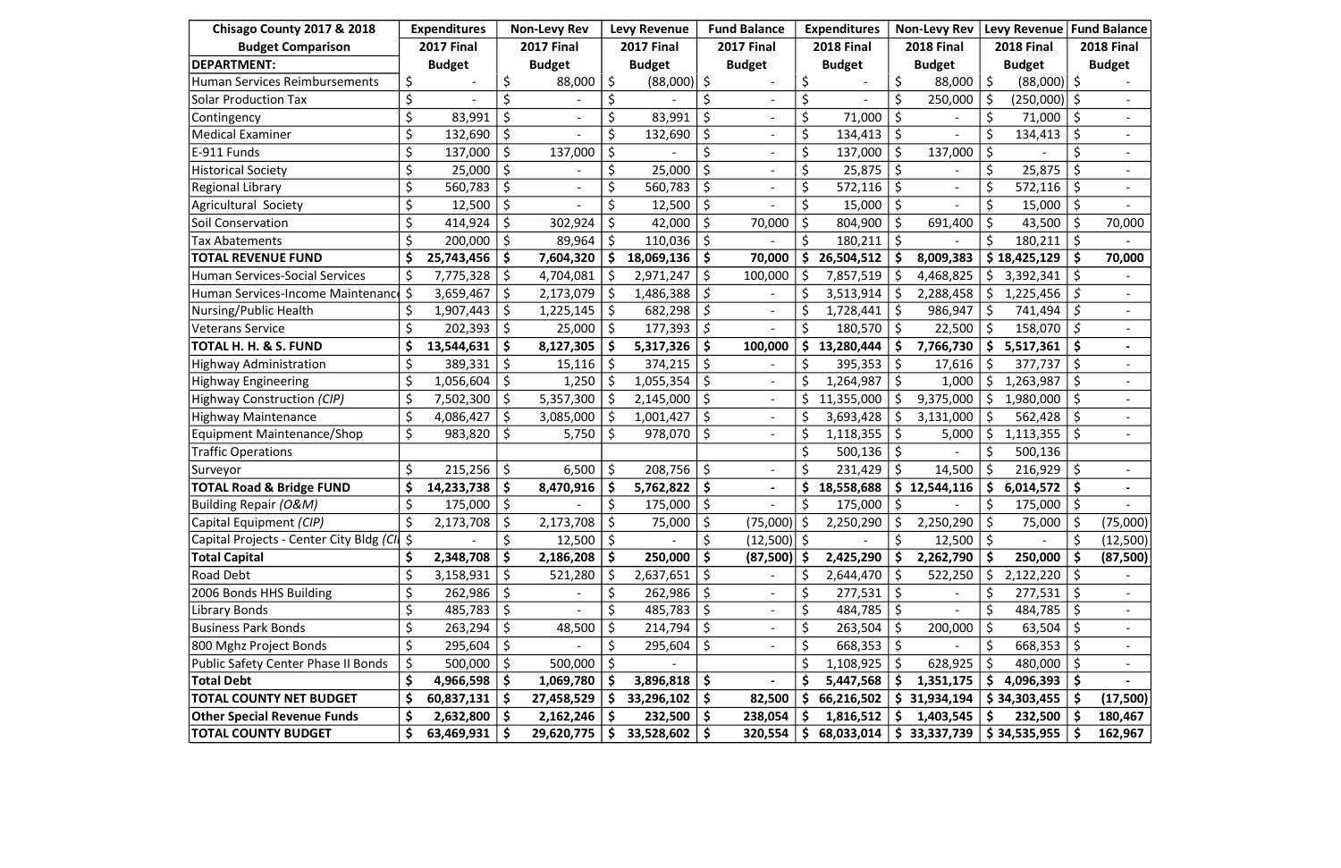| Chisago County 2017 & 2018 Budget Comparison | Expenditures 2017 Final Budget | Non-Levy Rev 2017 Final Budget | Levy Revenue 2017 Final Budget | Fund Balance 2017 Final Budget | Expenditures 2018 Final Budget | Non-Levy Rev 2018 Final Budget | Levy Revenue 2018 Final Budget | Fund Balance 2018 Final Budget |
|---|---|---|---|---|---|---|---|---|
| **DEPARTMENT:** | | | | | | | | |
| Human Services Reimbursements | $ - | $ 88,000 | $ (88,000) | $ - | $ - | $ 88,000 | $ (88,000) | $ - |
| Solar Production Tax | $ - | $ - | $ - | $ - | $ - | $ 250,000 | $ (250,000) | $ - |
| Contingency | $ 83,991 | $ - | $ 83,991 | $ - | $ 71,000 | $ - | $ 71,000 | $ - |
| Medical Examiner | $ 132,690 | $ - | $ 132,690 | $ - | $ 134,413 | $ - | $ 134,413 | $ - |
| E-911 Funds | $ 137,000 | $ 137,000 | $ - | $ - | $ 137,000 | $ 137,000 | $ - | $ - |
| Historical Society | $ 25,000 | $ - | $ 25,000 | $ - | $ 25,875 | $ - | $ 25,875 | $ - |
| Regional Library | $ 560,783 | $ - | $ 560,783 | $ - | $ 572,116 | $ - | $ 572,116 | $ - |
| Agricultural Society | $ 12,500 | $ - | $ 12,500 | $ - | $ 15,000 | $ - | $ 15,000 | $ - |
| Soil Conservation | $ 414,924 | $ 302,924 | $ 42,000 | $ 70,000 | $ 804,900 | $ 691,400 | $ 43,500 | $ 70,000 |
| Tax Abatements | $ 200,000 | $ 89,964 | $ 110,036 | $ - | $ 180,211 | $ - | $ 180,211 | $ - |
| **TOTAL REVENUE FUND** | **$ 25,743,456** | **$ 7,604,320** | **$ 18,069,136** | **$ 70,000** | **$ 26,504,512** | **$ 8,009,383** | **$ 18,425,129** | **$ 70,000** |
| Human Services-Social Services | $ 7,775,328 | $ 4,704,081 | $ 2,971,247 | $ 100,000 | $ 7,857,519 | $ 4,468,825 | $ 3,392,341 | $ - |
| Human Services-Income Maintenance | $ 3,659,467 | $ 2,173,079 | $ 1,486,388 | $ - | $ 3,513,914 | $ 2,288,458 | $ 1,225,456 | $ - |
| Nursing/Public Health | $ 1,907,443 | $ 1,225,145 | $ 682,298 | $ - | $ 1,728,441 | $ 986,947 | $ 741,494 | $ - |
| Veterans Service | $ 202,393 | $ 25,000 | $ 177,393 | $ - | $ 180,570 | $ 22,500 | $ 158,070 | $ - |
| **TOTAL H. H. & S. FUND** | **$ 13,544,631** | **$ 8,127,305** | **$ 5,317,326** | **$ 100,000** | **$ 13,280,444** | **$ 7,766,730** | **$ 5,517,361** | **$ -** |
| Highway Administration | $ 389,331 | $ 15,116 | $ 374,215 | $ - | $ 395,353 | $ 17,616 | $ 377,737 | $ - |
| Highway Engineering | $ 1,056,604 | $ 1,250 | $ 1,055,354 | $ - | $ 1,264,987 | $ 1,000 | $ 1,263,987 | $ - |
| Highway Construction *(CIP)* | $ 7,502,300 | $ 5,357,300 | $ 2,145,000 | $ - | $ 11,355,000 | $ 9,375,000 | $ 1,980,000 | $ - |
| Highway Maintenance | $ 4,086,427 | $ 3,085,000 | $ 1,001,427 | $ - | $ 3,693,428 | $ 3,131,000 | $ 562,428 | $ - |
| Equipment Maintenance/Shop | $ 983,820 | $ 5,750 | $ 978,070 | $ - | $ 1,118,355 | $ 5,000 | $ 1,113,355 | $ - |
| Traffic Operations | | | | | $ 500,136 | $ - | $ 500,136 | |
| Surveyor | $ 215,256 | $ 6,500 | $ 208,756 | $ - | $ 231,429 | $ 14,500 | $ 216,929 | $ - |
| **TOTAL Road & Bridge FUND** | **$ 14,233,738** | **$ 8,470,916** | **$ 5,762,822** | **$ -** | **$ 18,558,688** | **$ 12,544,116** | **$ 6,014,572** | **$ -** |
| Building Repair *(O&M)* | $ 175,000 | $ - | $ 175,000 | $ - | $ 175,000 | $ - | $ 175,000 | $ - |
| Capital Equipment *(CIP)* | $ 2,173,708 | $ 2,173,708 | $ 75,000 | $ (75,000) | $ 2,250,290 | $ 2,250,290 | $ 75,000 | $ (75,000) |
| Capital Projects - Center City Bldg *(CI* | $ - | $ 12,500 | $ - | $ (12,500) | $ - | $ 12,500 | $ - | $ (12,500) |
| **Total Capital** | **$ 2,348,708** | **$ 2,186,208** | **$ 250,000** | **$ (87,500)** | **$ 2,425,290** | **$ 2,262,790** | **$ 250,000** | **$ (87,500)** |
| Road Debt | $ 3,158,931 | $ 521,280 | $ 2,637,651 | $ - | $ 2,644,470 | $ 522,250 | $ 2,122,220 | $ - |
| 2006 Bonds HHS Building | $ 262,986 | $ - | $ 262,986 | $ - | $ 277,531 | $ - | $ 277,531 | $ - |
| Library Bonds | $ 485,783 | $ - | $ 485,783 | $ - | $ 484,785 | $ - | $ 484,785 | $ - |
| Business Park Bonds | $ 263,294 | $ 48,500 | $ 214,794 | $ - | $ 263,504 | $ 200,000 | $ 63,504 | $ - |
| 800 Mghz Project Bonds | $ 295,604 | $ - | $ 295,604 | $ - | $ 668,353 | $ - | $ 668,353 | $ - |
| Public Safety Center Phase II Bonds | $ 500,000 | $ 500,000 | $ - | | $ 1,108,925 | $ 628,925 | $ 480,000 | $ - |
| **Total Debt** | **$ 4,966,598** | **$ 1,069,780** | **$ 3,896,818** | **$ -** | **$ 5,447,568** | **$ 1,351,175** | **$ 4,096,393** | **$ -** |
| **TOTAL COUNTY NET BUDGET** | **$ 60,837,131** | **$ 27,458,529** | **$ 33,296,102** | **$ 82,500** | **$ 66,216,502** | **$ 31,934,194** | **$ 34,303,455** | **$ (17,500)** |
| **Other Special Revenue Funds** | **$ 2,632,800** | **$ 2,162,246** | **$ 232,500** | **$ 238,054** | **$ 1,816,512** | **$ 1,403,545** | **$ 232,500** | **$ 180,467** |
| **TOTAL COUNTY BUDGET** | **$ 63,469,931** | **$ 29,620,775** | **$ 33,528,602** | **$ 320,554** | **$ 68,033,014** | **$ 33,337,739** | **$ 34,535,955** | **$ 162,967** |